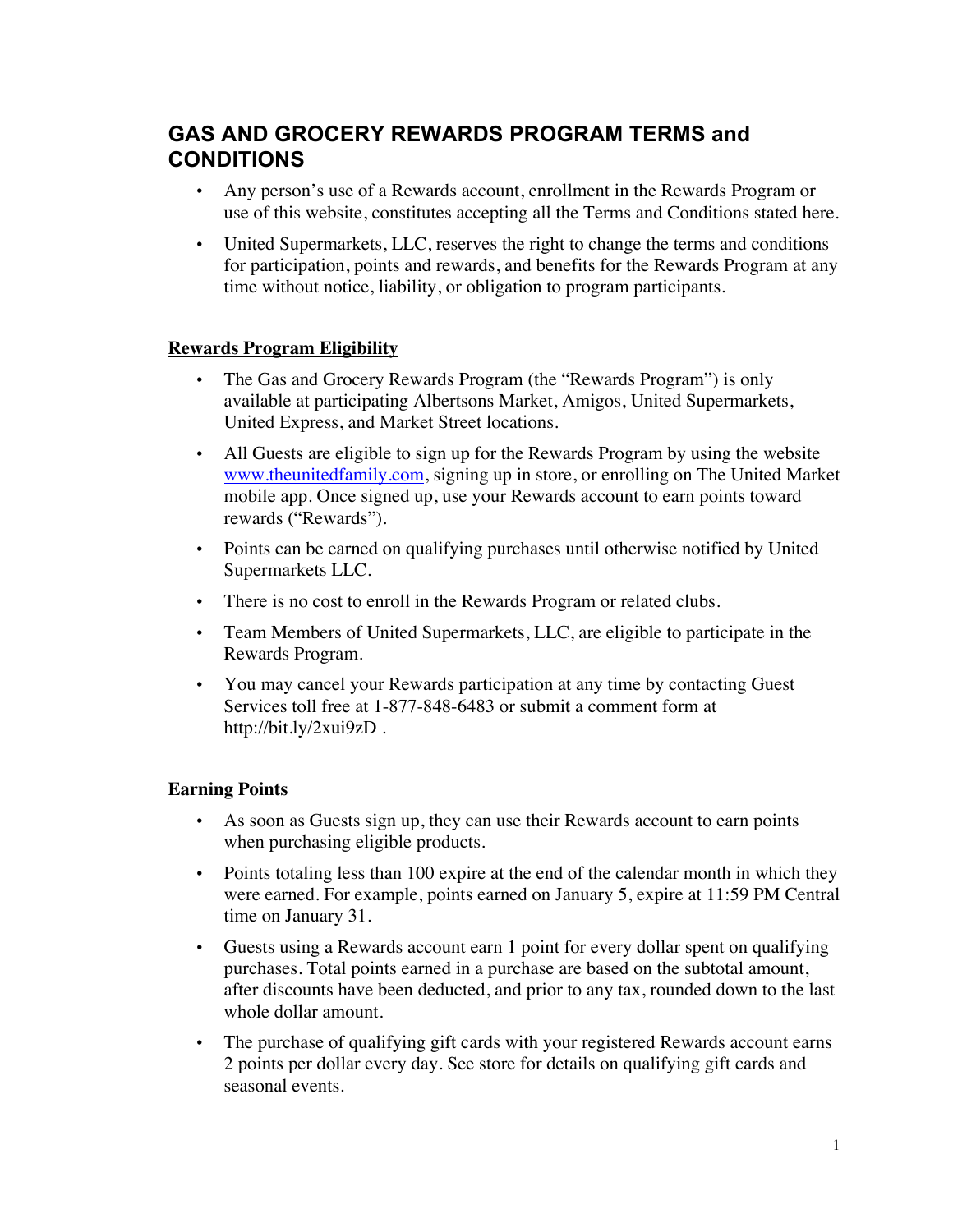# GAS AND GROCERY REWARDS PROGRAM TERMS and CONDITIONS

- Any person's use of a Rewards account, enrollment in the Rewards Program or use of this website, constitutes accepting all the Terms and Conditions stated here.
- United Supermarkets, LLC, reserves the right to change the terms and conditions for participation, points and rewards, and benefits for the Rewards Program at any time without notice, liability, or obligation to program participants.

## Rewards Program Eligibility

- The Gas and Grocery Rewards Program (the "Rewards Program") is only available at participating Albertsons Market, Amigos, United Supermarkets, United Express, and Market Street locations.
- All Guests are eligible to sign up for the Rewards Program by using the website [www.theunitedfamily.com](http://www.theunitedfamily.com), signing up in store, or enrolling on The United Market mobile app. Once signed up, use your Rewards account to earn points toward rewards ("Rewards").
- Points can be earned on qualifying purchases until otherwise notified by United Supermarkets LLC.
- There is no cost to enroll in the Rewards Program or related clubs.
- Team Members of United Supermarkets, LLC, are eligible to participate in the Rewards Program.
- You may cancel your Rewards participation at any time by contacting Guest Services toll free at 1-877-848-6483 or submit a comment form at http://bit.ly/2xui9zD .

## Earning Points

- As soon as Guests sign up, they can use their Rewards account to earn points when purchasing eligible products.
- Points totaling less than 100 expire at the end of the calendar month in which they were earned. For example, points earned on January 5, expire at 11:59 PM Central time on January 31.
- Guests using a Rewards account earn 1 point for every dollar spent on qualifying purchases. Total points earned in a purchase are based on the subtotal amount, after discounts have been deducted, and prior to any tax, rounded down to the last whole dollar amount.
- The purchase of qualifying gift cards with your registered Rewards account earns 2 points per dollar every day. See store for details on qualifying gift cards and seasonal events.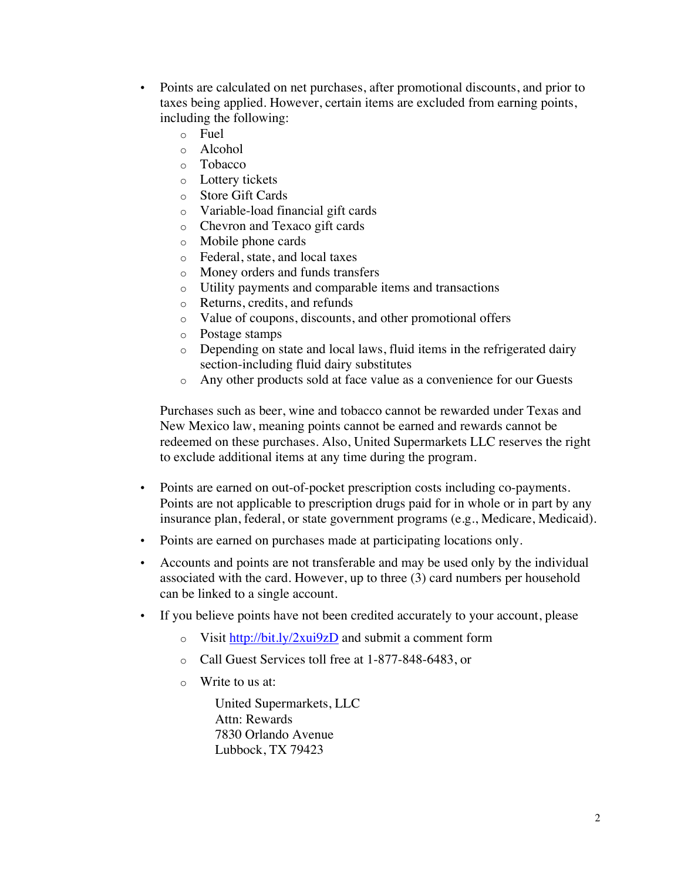- Points are calculated on net purchases, after promotional discounts, and prior to taxes being applied. However, certain items are excluded from earning points, including the following:
  - Fuel
  - Alcohol
  - Tobacco
  - Lottery tickets
  - Store Gift Cards
  - Variable-load financial gift cards
  - Chevron and Texaco gift cards
  - Mobile phone cards
  - Federal, state, and local taxes
  - Money orders and funds transfers
  - Utility payments and comparable items and transactions
  - Returns, credits, and refunds
  - Value of coupons, discounts, and other promotional offers
  - Postage stamps
  - Depending on state and local laws, fluid items in the refrigerated dairy section-including fluid dairy substitutes
  - Any other products sold at face value as a convenience for our Guests

  Purchases such as beer, wine and tobacco cannot be rewarded under Texas and New Mexico law, meaning points cannot be earned and rewards cannot be redeemed on these purchases. Also, United Supermarkets LLC reserves the right to exclude additional items at any time during the program.

- Points are earned on out-of-pocket prescription costs including co-payments. Points are not applicable to prescription drugs paid for in whole or in part by any insurance plan, federal, or state government programs (e.g., Medicare, Medicaid).
- Points are earned on purchases made at participating locations only.
- Accounts and points are not transferable and may be used only by the individual associated with the card. However, up to three (3) card numbers per household can be linked to a single account.
- If you believe points have not been credited accurately to your account, please
  - Visit [http://bit.ly/2xui9zD](http://bit.ly/2xui9zD) and submit a comment form
  - Call Guest Services toll free at 1-877-848-6483, or
  - Write to us at:

    United Supermarkets, LLC
    Attn: Rewards
    7830 Orlando Avenue
    Lubbock, TX 79423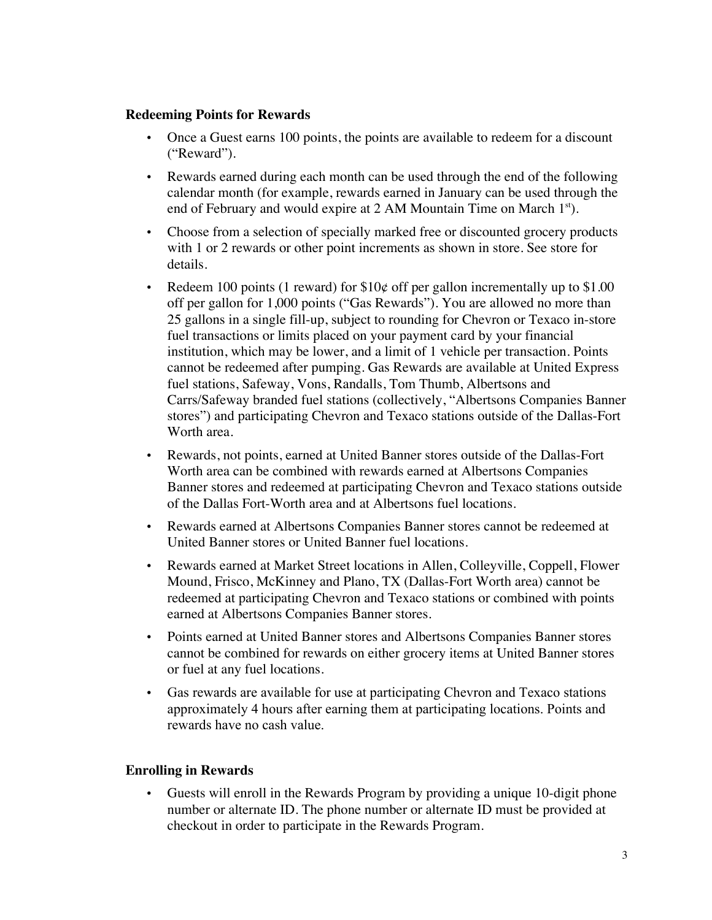**Redeeming Points for Rewards**

- Once a Guest earns 100 points, the points are available to redeem for a discount ("Reward").
- Rewards earned during each month can be used through the end of the following calendar month (for example, rewards earned in January can be used through the end of February and would expire at 2 AM Mountain Time on March 1st).
- Choose from a selection of specially marked free or discounted grocery products with 1 or 2 rewards or other point increments as shown in store. See store for details.
- Redeem 100 points (1 reward) for $10¢ off per gallon incrementally up to $1.00 off per gallon for 1,000 points ("Gas Rewards"). You are allowed no more than 25 gallons in a single fill-up, subject to rounding for Chevron or Texaco in-store fuel transactions or limits placed on your payment card by your financial institution, which may be lower, and a limit of 1 vehicle per transaction. Points cannot be redeemed after pumping. Gas Rewards are available at United Express fuel stations, Safeway, Vons, Randalls, Tom Thumb, Albertsons and Carrs/Safeway branded fuel stations (collectively, "Albertsons Companies Banner stores") and participating Chevron and Texaco stations outside of the Dallas-Fort Worth area.
- Rewards, not points, earned at United Banner stores outside of the Dallas-Fort Worth area can be combined with rewards earned at Albertsons Companies Banner stores and redeemed at participating Chevron and Texaco stations outside of the Dallas Fort-Worth area and at Albertsons fuel locations.
- Rewards earned at Albertsons Companies Banner stores cannot be redeemed at United Banner stores or United Banner fuel locations.
- Rewards earned at Market Street locations in Allen, Colleyville, Coppell, Flower Mound, Frisco, McKinney and Plano, TX (Dallas-Fort Worth area) cannot be redeemed at participating Chevron and Texaco stations or combined with points earned at Albertsons Companies Banner stores.
- Points earned at United Banner stores and Albertsons Companies Banner stores cannot be combined for rewards on either grocery items at United Banner stores or fuel at any fuel locations.
- Gas rewards are available for use at participating Chevron and Texaco stations approximately 4 hours after earning them at participating locations. Points and rewards have no cash value.

**Enrolling in Rewards**

- Guests will enroll in the Rewards Program by providing a unique 10-digit phone number or alternate ID. The phone number or alternate ID must be provided at checkout in order to participate in the Rewards Program.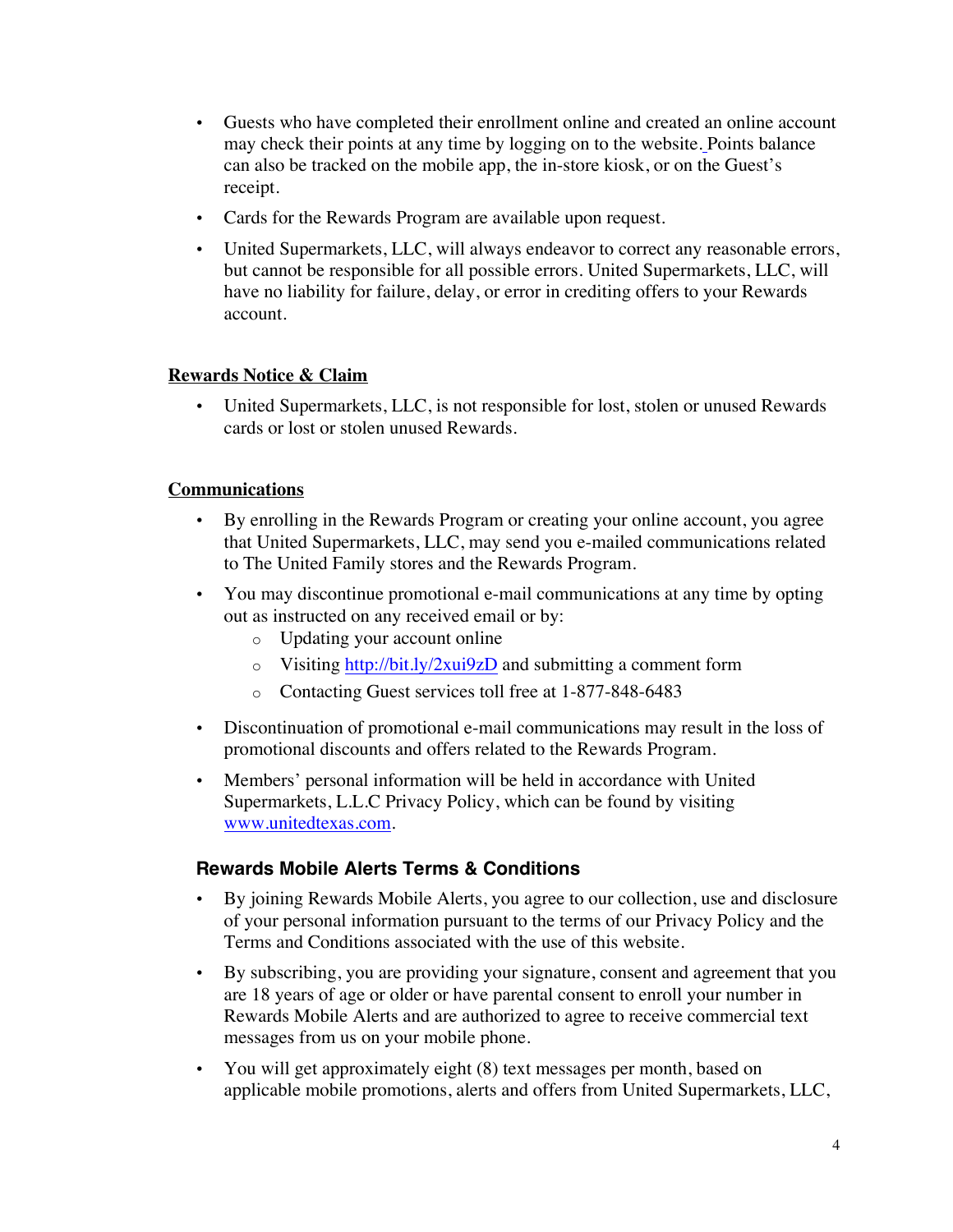- Guests who have completed their enrollment online and created an online account may check their points at any time by logging on to the website. Points balance can also be tracked on the mobile app, the in-store kiosk, or on the Guest's receipt.
- Cards for the Rewards Program are available upon request.
- United Supermarkets, LLC, will always endeavor to correct any reasonable errors, but cannot be responsible for all possible errors. United Supermarkets, LLC, will have no liability for failure, delay, or error in crediting offers to your Rewards account.

**Rewards Notice & Claim**

- United Supermarkets, LLC, is not responsible for lost, stolen or unused Rewards cards or lost or stolen unused Rewards.

**Communications**

- By enrolling in the Rewards Program or creating your online account, you agree that United Supermarkets, LLC, may send you e-mailed communications related to The United Family stores and the Rewards Program.
- You may discontinue promotional e-mail communications at any time by opting out as instructed on any received email or by:
  - Updating your account online
  - Visiting [http://bit.ly/2xui9zD](http://bit.ly/2xui9zD) and submitting a comment form
  - Contacting Guest services toll free at 1-877-848-6483
- Discontinuation of promotional e-mail communications may result in the loss of promotional discounts and offers related to the Rewards Program.
- Members' personal information will be held in accordance with United Supermarkets, L.L.C Privacy Policy, which can be found by visiting [www.unitedtexas.com](www.unitedtexas.com).

## Rewards Mobile Alerts Terms & Conditions

- By joining Rewards Mobile Alerts, you agree to our collection, use and disclosure of your personal information pursuant to the terms of our Privacy Policy and the Terms and Conditions associated with the use of this website.
- By subscribing, you are providing your signature, consent and agreement that you are 18 years of age or older or have parental consent to enroll your number in Rewards Mobile Alerts and are authorized to agree to receive commercial text messages from us on your mobile phone.
- You will get approximately eight (8) text messages per month, based on applicable mobile promotions, alerts and offers from United Supermarkets, LLC,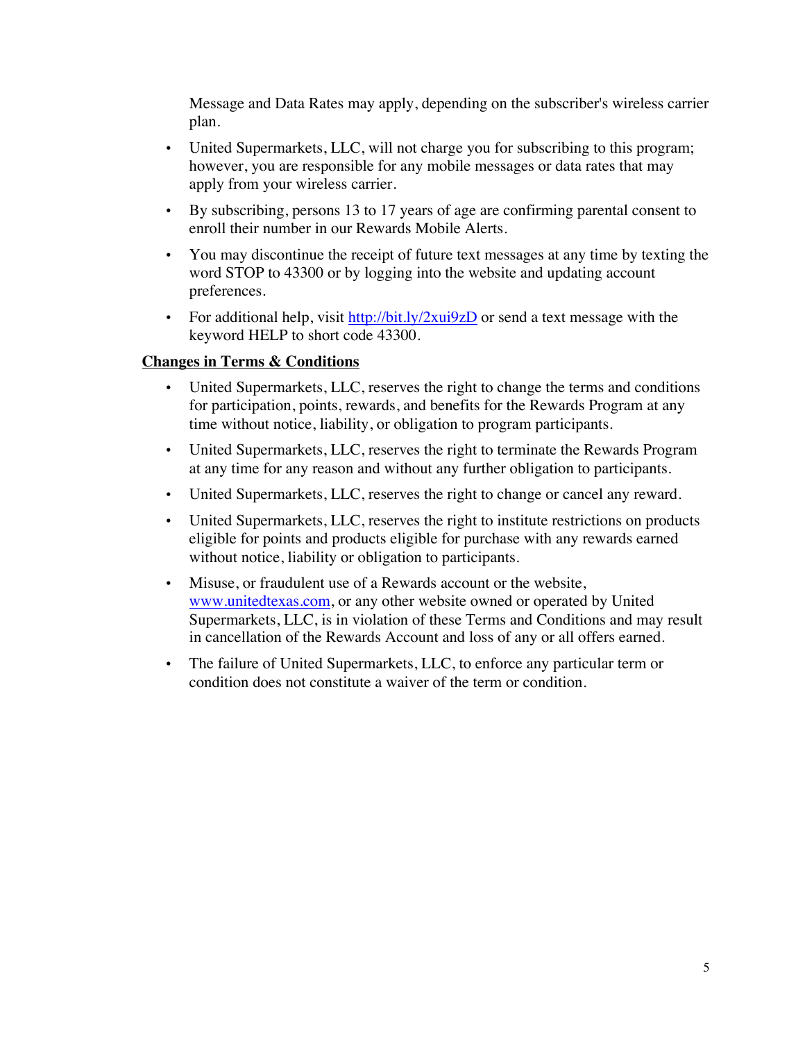Message and Data Rates may apply, depending on the subscriber's wireless carrier plan.

- United Supermarkets, LLC, will not charge you for subscribing to this program; however, you are responsible for any mobile messages or data rates that may apply from your wireless carrier.
- By subscribing, persons 13 to 17 years of age are confirming parental consent to enroll their number in our Rewards Mobile Alerts.
- You may discontinue the receipt of future text messages at any time by texting the word STOP to 43300 or by logging into the website and updating account preferences.
- For additional help, visit [http://bit.ly/2xui9zD](http://bit.ly/2xui9zD) or send a text message with the keyword HELP to short code 43300.

**Changes in Terms & Conditions**

- United Supermarkets, LLC, reserves the right to change the terms and conditions for participation, points, rewards, and benefits for the Rewards Program at any time without notice, liability, or obligation to program participants.
- United Supermarkets, LLC, reserves the right to terminate the Rewards Program at any time for any reason and without any further obligation to participants.
- United Supermarkets, LLC, reserves the right to change or cancel any reward.
- United Supermarkets, LLC, reserves the right to institute restrictions on products eligible for points and products eligible for purchase with any rewards earned without notice, liability or obligation to participants.
- Misuse, or fraudulent use of a Rewards account or the website, [www.unitedtexas.com](http://www.unitedtexas.com), or any other website owned or operated by United Supermarkets, LLC, is in violation of these Terms and Conditions and may result in cancellation of the Rewards Account and loss of any or all offers earned.
- The failure of United Supermarkets, LLC, to enforce any particular term or condition does not constitute a waiver of the term or condition.